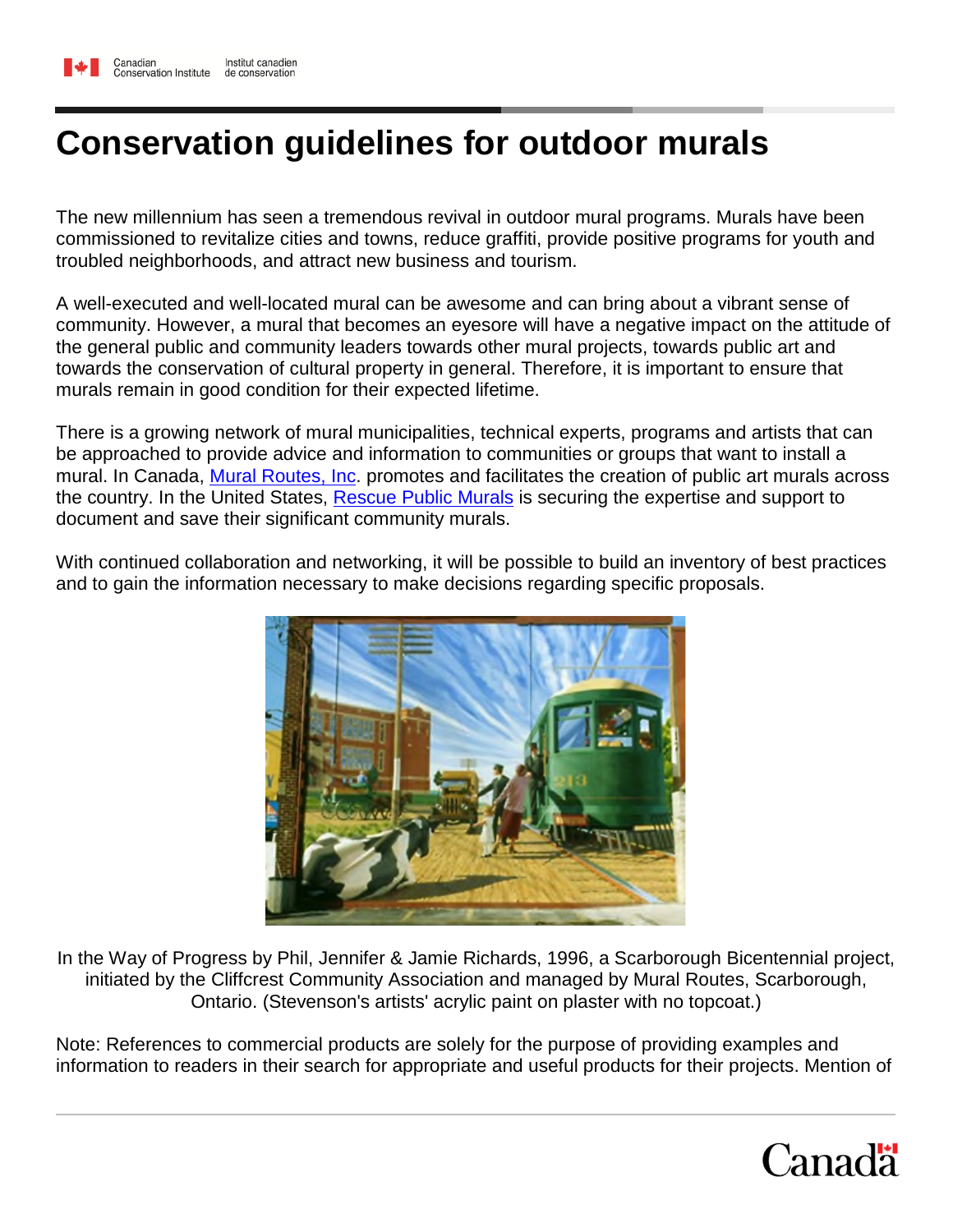# Conservation guidelines for outdoor murals

The new millennium has seen a tremendous revival in outdoor mural programs. Murals have been commissioned to revitalize cities and towns, reduce graffiti, provide positive programs for youth and troubled neighborhoods, and attract new business and tourism.

A well-executed and well-located mural can be awesome and can bring about a vibrant sense of community. However, a mural that becomes an eyesore will have a negative impact on the attitude of the general public and community leaders towards other mural projects, towards public art and towards the conservation of cultural property in general. Therefore, it is important to ensure that murals remain in good condition for their expected lifetime.

There is a growing network of mural municipalities, technical experts, programs and artists that can be approached to provide advice and information to communities or groups that want to install a mural. In Canada, Mural Routes, Inc. promotes and facilitates the creation of public art murals across the country. In the United States, Rescue Public Murals is securing the expertise and support to document and save their significant community murals.

With continued collaboration and networking, it will be possible to build an inventory of best practices and to gain the information necessary to make decisions regarding specific proposals.

In the Way of Progress by Phil, Jennifer & Jamie Richards, 1996, a Scarborough Bicentennial project, initiated by the Cliffcrest Community Association and managed by Mural Routes, Scarborough, Ontario. (Stevenson's artists' acrylic paint on plaster with no topcoat.)

Note: References to commercial products are solely for the purpose of providing examples and information to readers in their search for appropriate and useful products for their projects. Mention of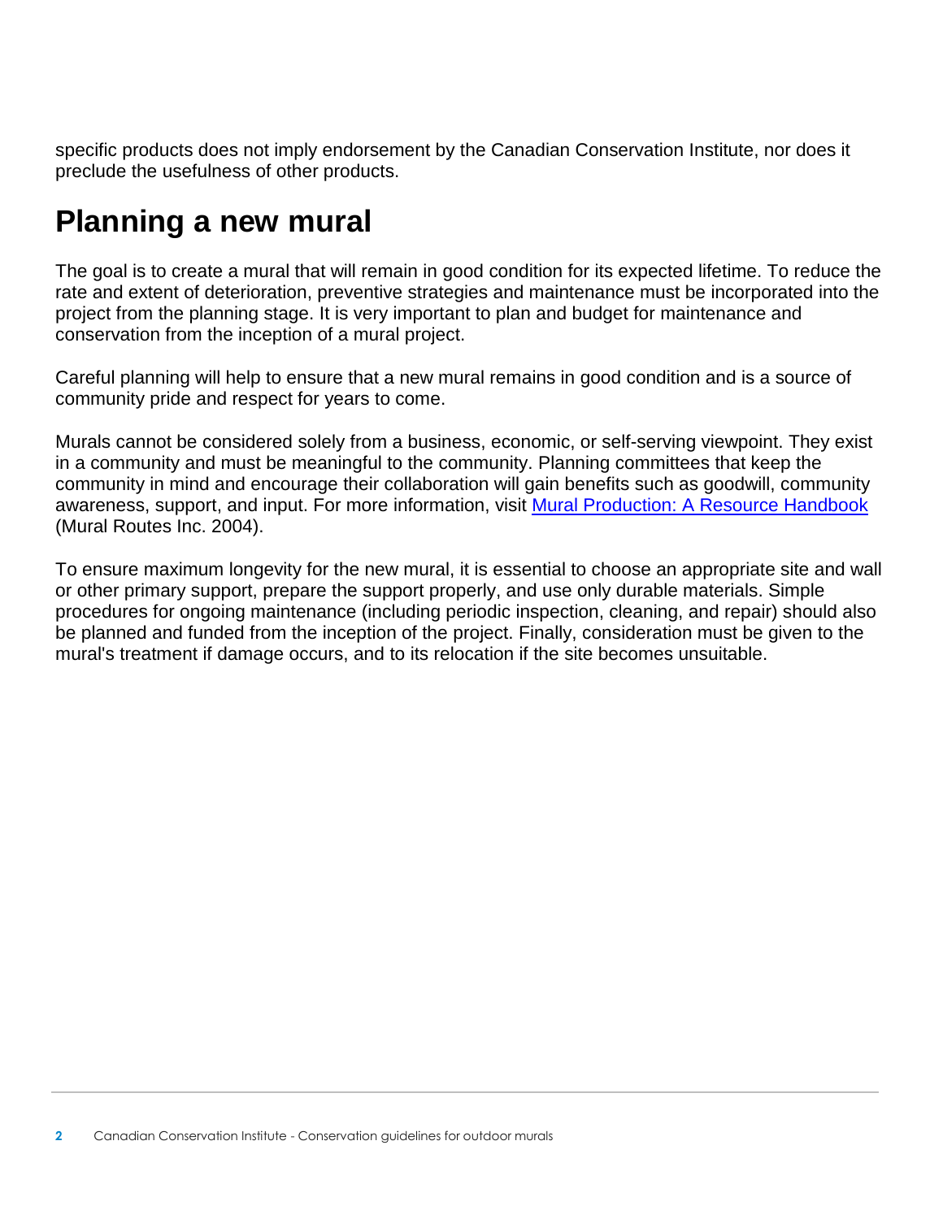specific products does not imply endorsement by the Canadian Conservation Institute, nor does it preclude the usefulness of other products.

## Planning a new mural

The goal is to create a mural that will remain in good condition for its expected lifetime. To reduce the rate and extent of deterioration, preventive strategies and maintenance must be incorporated into the project from the planning stage. It is very important to plan and budget for maintenance and conservation from the inception of a mural project.

Careful planning will help to ensure that a new mural remains in good condition and is a source of community pride and respect for years to come.

Murals cannot be considered solely from a business, economic, or self-serving viewpoint. They exist in a community and must be meaningful to the community. Planning committees that keep the community in mind and encourage their collaboration will gain benefits such as goodwill, community awareness, support, and input. For more information, visit Mural Production: A Resource Handbook (Mural Routes Inc. 2004).

To ensure maximum longevity for the new mural, it is essential to choose an appropriate site and wall or other primary support, prepare the support properly, and use only durable materials. Simple procedures for ongoing maintenance (including periodic inspection, cleaning, and repair) should also be planned and funded from the inception of the project. Finally, consideration must be given to the mural's treatment if damage occurs, and to its relocation if the site becomes unsuitable.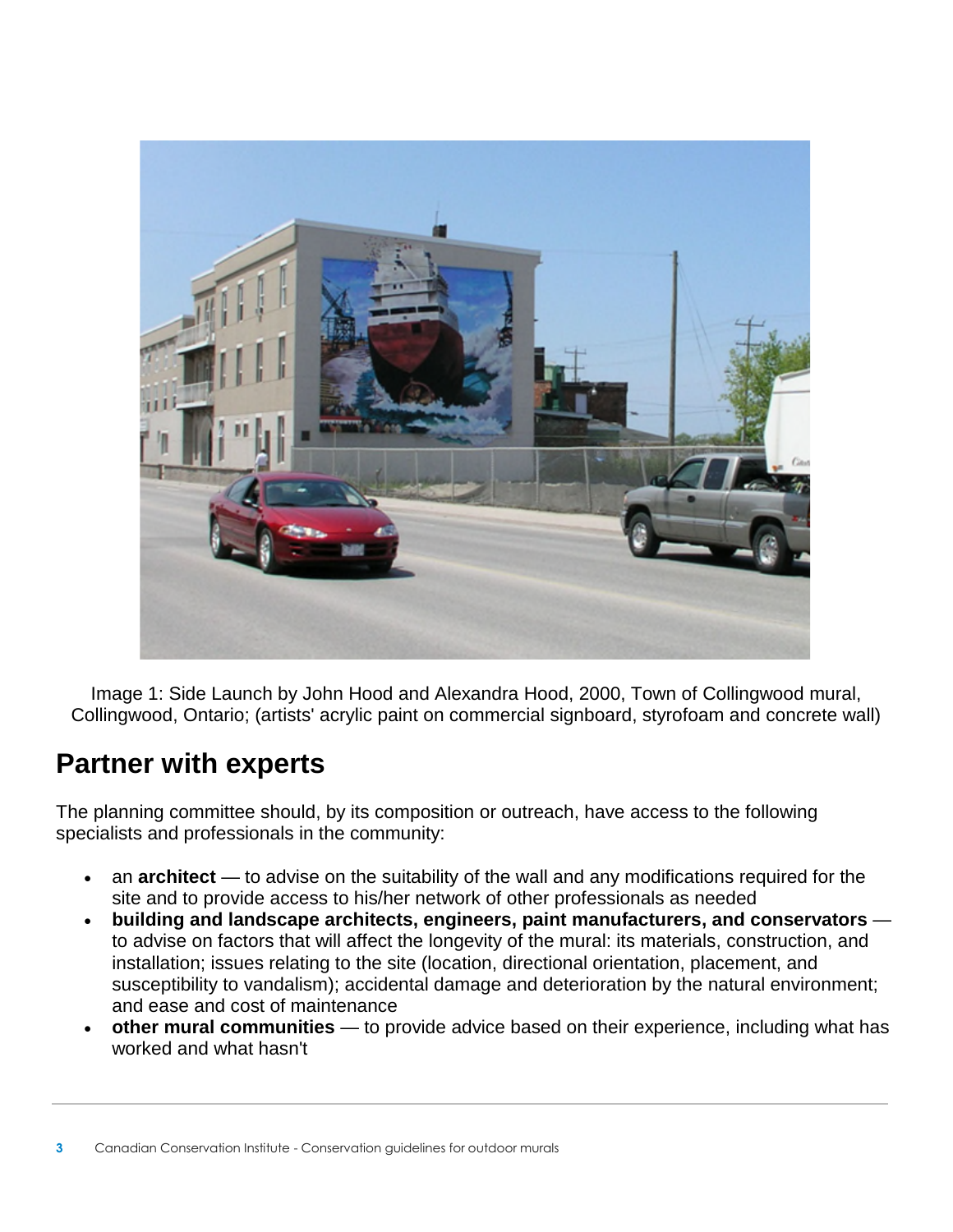Image 1: Side Launch by John Hood and Alexandra Hood, 2000, Town of Collingwood mural, Collingwood, Ontario; (artists' acrylic paint on commercial signboard, styrofoam and concrete wall)

## Partner with experts

The planning committee should, by its composition or outreach, have access to the following specialists and professionals in the community:

- an **architect** — to advise on the suitability of the wall and any modifications required for the site and to provide access to his/her network of other professionals as needed
- **building and landscape architects, engineers, paint manufacturers, and conservators** — to advise on factors that will affect the longevity of the mural: its materials, construction, and installation; issues relating to the site (location, directional orientation, placement, and susceptibility to vandalism); accidental damage and deterioration by the natural environment; and ease and cost of maintenance
- **other mural communities** — to provide advice based on their experience, including what has worked and what hasn't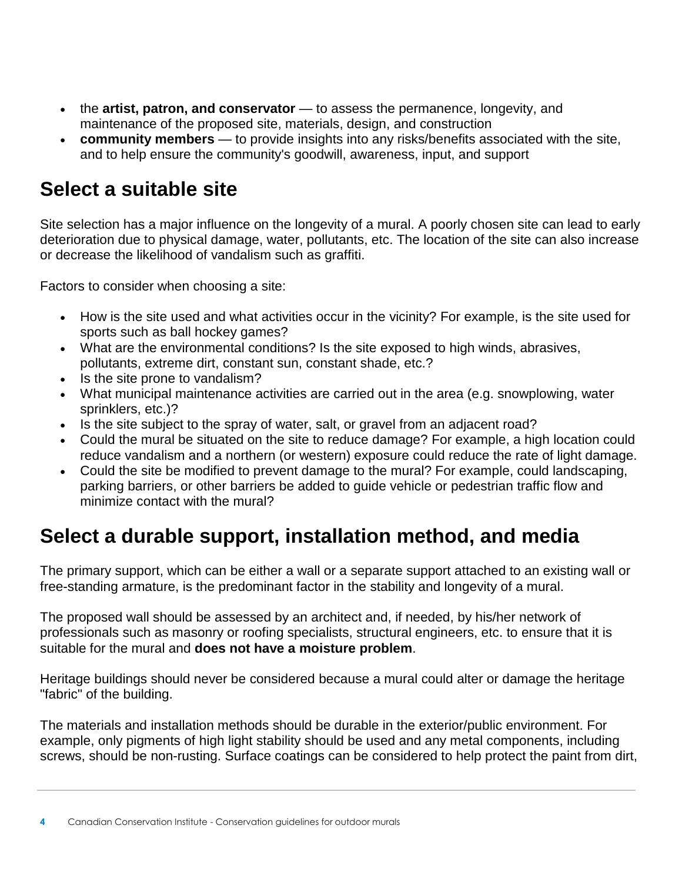- the **artist, patron, and conservator** — to assess the permanence, longevity, and maintenance of the proposed site, materials, design, and construction
- **community members** — to provide insights into any risks/benefits associated with the site, and to help ensure the community's goodwill, awareness, input, and support

## Select a suitable site

Site selection has a major influence on the longevity of a mural. A poorly chosen site can lead to early deterioration due to physical damage, water, pollutants, etc. The location of the site can also increase or decrease the likelihood of vandalism such as graffiti.

Factors to consider when choosing a site:

- How is the site used and what activities occur in the vicinity? For example, is the site used for sports such as ball hockey games?
- What are the environmental conditions? Is the site exposed to high winds, abrasives, pollutants, extreme dirt, constant sun, constant shade, etc.?
- Is the site prone to vandalism?
- What municipal maintenance activities are carried out in the area (e.g. snowplowing, water sprinklers, etc.)?
- Is the site subject to the spray of water, salt, or gravel from an adjacent road?
- Could the mural be situated on the site to reduce damage? For example, a high location could reduce vandalism and a northern (or western) exposure could reduce the rate of light damage.
- Could the site be modified to prevent damage to the mural? For example, could landscaping, parking barriers, or other barriers be added to guide vehicle or pedestrian traffic flow and minimize contact with the mural?

## Select a durable support, installation method, and media

The primary support, which can be either a wall or a separate support attached to an existing wall or free-standing armature, is the predominant factor in the stability and longevity of a mural.

The proposed wall should be assessed by an architect and, if needed, by his/her network of professionals such as masonry or roofing specialists, structural engineers, etc. to ensure that it is suitable for the mural and **does not have a moisture problem**.

Heritage buildings should never be considered because a mural could alter or damage the heritage "fabric" of the building.

The materials and installation methods should be durable in the exterior/public environment. For example, only pigments of high light stability should be used and any metal components, including screws, should be non-rusting. Surface coatings can be considered to help protect the paint from dirt,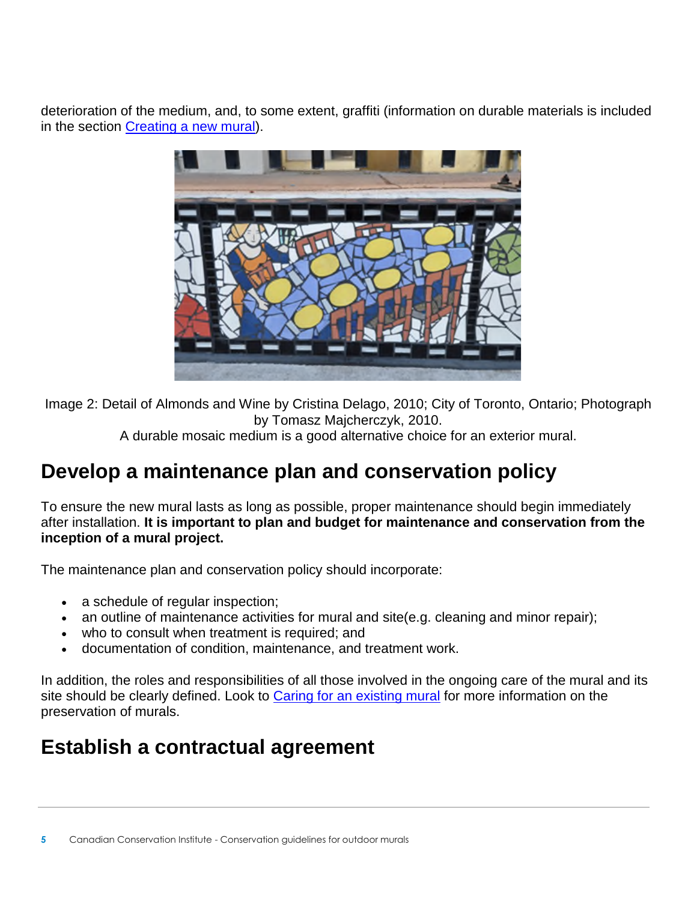deterioration of the medium, and, to some extent, graffiti (information on durable materials is included in the section Creating a new mural).

Image 2: Detail of Almonds and Wine by Cristina Delago, 2010; City of Toronto, Ontario; Photograph by Tomasz Majcherczyk, 2010.
A durable mosaic medium is a good alternative choice for an exterior mural.

## Develop a maintenance plan and conservation policy

To ensure the new mural lasts as long as possible, proper maintenance should begin immediately after installation. **It is important to plan and budget for maintenance and conservation from the inception of a mural project.**

The maintenance plan and conservation policy should incorporate:

- a schedule of regular inspection;
- an outline of maintenance activities for mural and site(e.g. cleaning and minor repair);
- who to consult when treatment is required; and
- documentation of condition, maintenance, and treatment work.

In addition, the roles and responsibilities of all those involved in the ongoing care of the mural and its site should be clearly defined. Look to Caring for an existing mural for more information on the preservation of murals.

## Establish a contractual agreement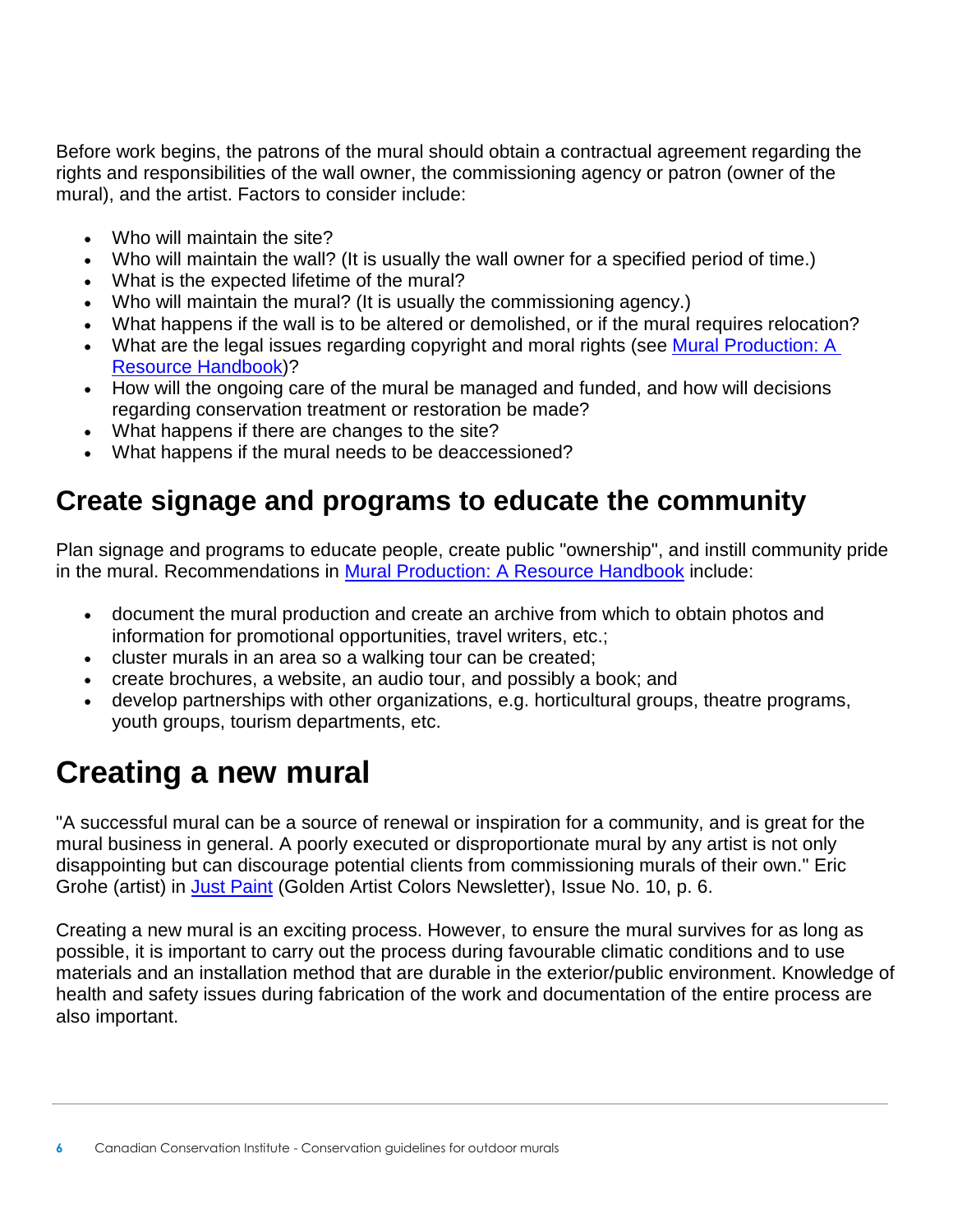Before work begins, the patrons of the mural should obtain a contractual agreement regarding the rights and responsibilities of the wall owner, the commissioning agency or patron (owner of the mural), and the artist. Factors to consider include:

- Who will maintain the site?
- Who will maintain the wall? (It is usually the wall owner for a specified period of time.)
- What is the expected lifetime of the mural?
- Who will maintain the mural? (It is usually the commissioning agency.)
- What happens if the wall is to be altered or demolished, or if the mural requires relocation?
- What are the legal issues regarding copyright and moral rights (see Mural Production: A Resource Handbook)?
- How will the ongoing care of the mural be managed and funded, and how will decisions regarding conservation treatment or restoration be made?
- What happens if there are changes to the site?
- What happens if the mural needs to be deaccessioned?

## Create signage and programs to educate the community

Plan signage and programs to educate people, create public "ownership", and instill community pride in the mural. Recommendations in Mural Production: A Resource Handbook include:

- document the mural production and create an archive from which to obtain photos and information for promotional opportunities, travel writers, etc.;
- cluster murals in an area so a walking tour can be created;
- create brochures, a website, an audio tour, and possibly a book; and
- develop partnerships with other organizations, e.g. horticultural groups, theatre programs, youth groups, tourism departments, etc.

# Creating a new mural

"A successful mural can be a source of renewal or inspiration for a community, and is great for the mural business in general. A poorly executed or disproportionate mural by any artist is not only disappointing but can discourage potential clients from commissioning murals of their own." Eric Grohe (artist) in Just Paint (Golden Artist Colors Newsletter), Issue No. 10, p. 6.

Creating a new mural is an exciting process. However, to ensure the mural survives for as long as possible, it is important to carry out the process during favourable climatic conditions and to use materials and an installation method that are durable in the exterior/public environment. Knowledge of health and safety issues during fabrication of the work and documentation of the entire process are also important.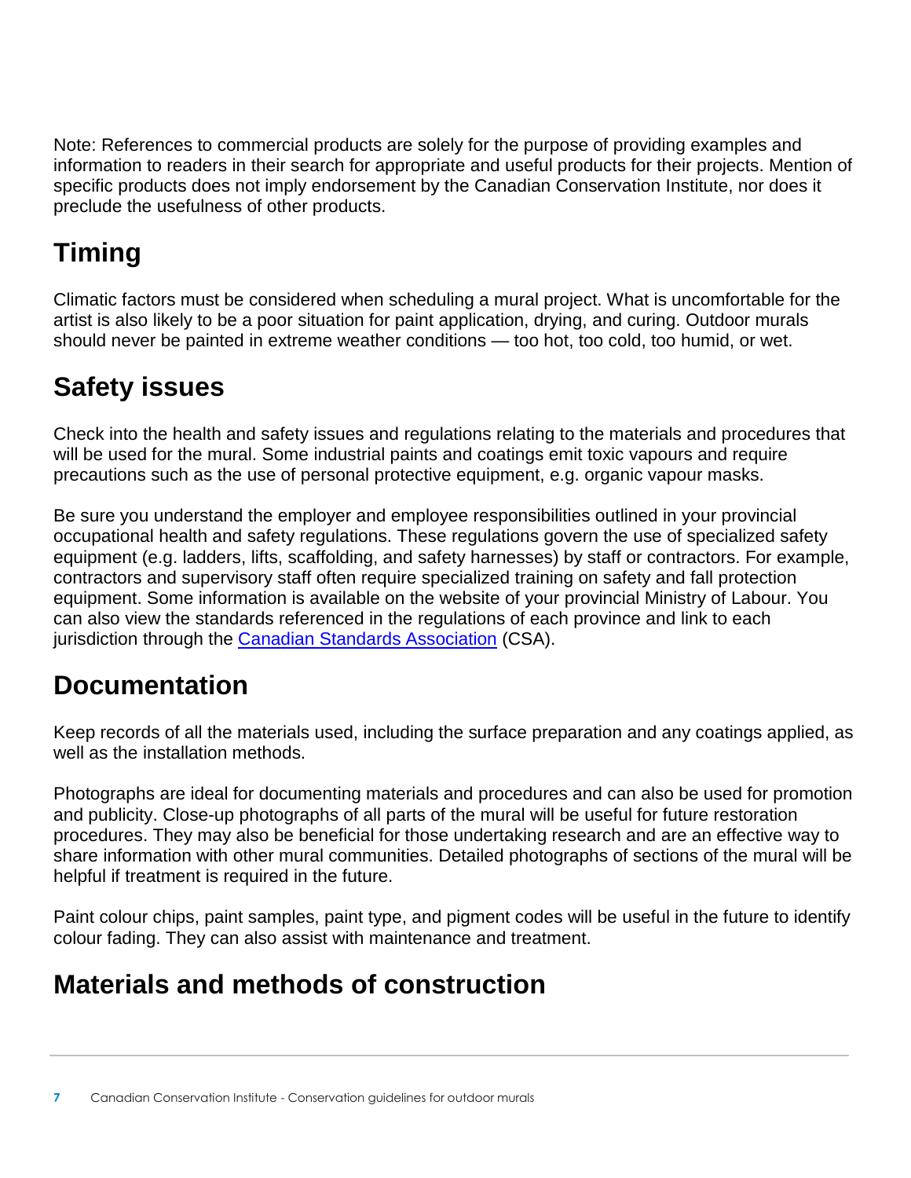Note: References to commercial products are solely for the purpose of providing examples and information to readers in their search for appropriate and useful products for their projects. Mention of specific products does not imply endorsement by the Canadian Conservation Institute, nor does it preclude the usefulness of other products.

## Timing

Climatic factors must be considered when scheduling a mural project. What is uncomfortable for the artist is also likely to be a poor situation for paint application, drying, and curing. Outdoor murals should never be painted in extreme weather conditions — too hot, too cold, too humid, or wet.

## Safety issues

Check into the health and safety issues and regulations relating to the materials and procedures that will be used for the mural. Some industrial paints and coatings emit toxic vapours and require precautions such as the use of personal protective equipment, e.g. organic vapour masks.

Be sure you understand the employer and employee responsibilities outlined in your provincial occupational health and safety regulations. These regulations govern the use of specialized safety equipment (e.g. ladders, lifts, scaffolding, and safety harnesses) by staff or contractors. For example, contractors and supervisory staff often require specialized training on safety and fall protection equipment. Some information is available on the website of your provincial Ministry of Labour. You can also view the standards referenced in the regulations of each province and link to each jurisdiction through the Canadian Standards Association (CSA).

## Documentation

Keep records of all the materials used, including the surface preparation and any coatings applied, as well as the installation methods.

Photographs are ideal for documenting materials and procedures and can also be used for promotion and publicity. Close-up photographs of all parts of the mural will be useful for future restoration procedures. They may also be beneficial for those undertaking research and are an effective way to share information with other mural communities. Detailed photographs of sections of the mural will be helpful if treatment is required in the future.

Paint colour chips, paint samples, paint type, and pigment codes will be useful in the future to identify colour fading. They can also assist with maintenance and treatment.

## Materials and methods of construction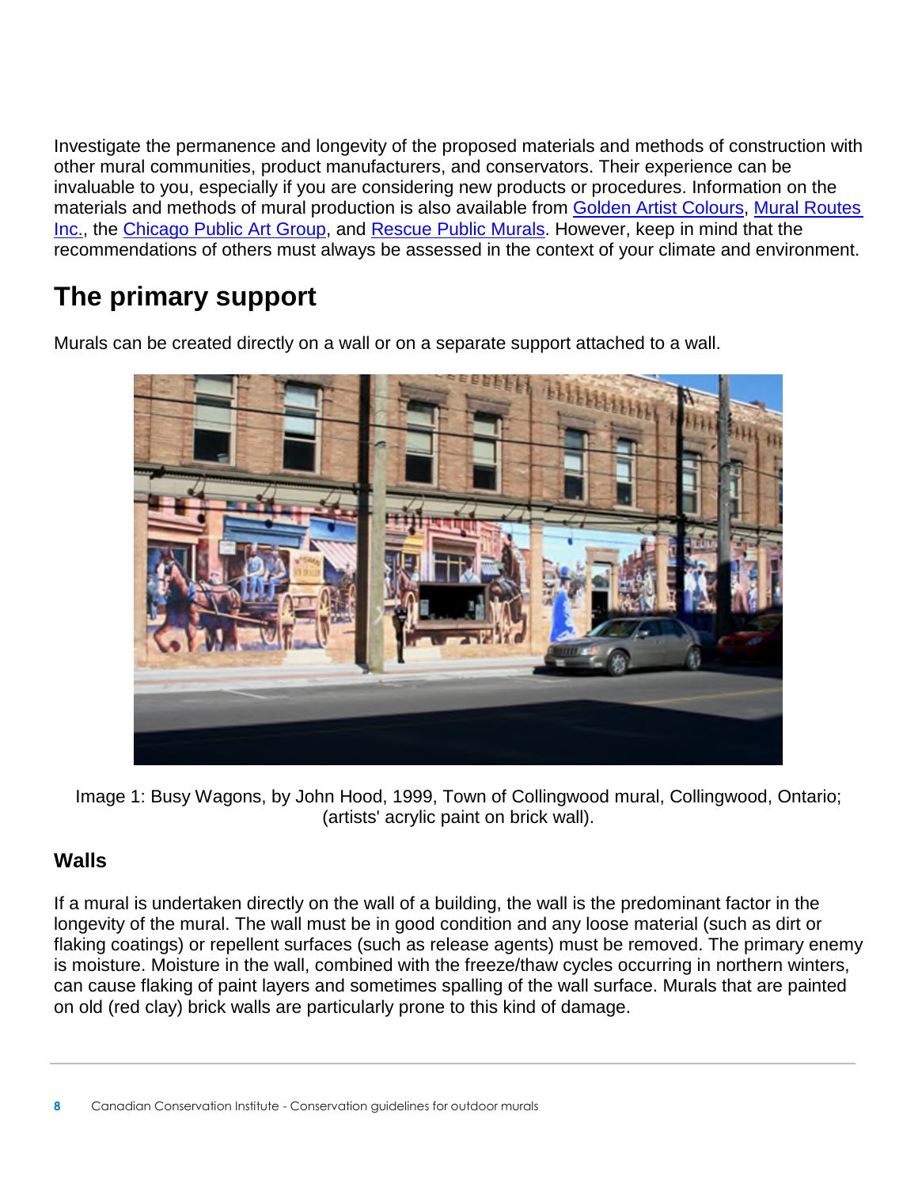Investigate the permanence and longevity of the proposed materials and methods of construction with other mural communities, product manufacturers, and conservators. Their experience can be invaluable to you, especially if you are considering new products or procedures. Information on the materials and methods of mural production is also available from Golden Artist Colours, Mural Routes Inc., the Chicago Public Art Group, and Rescue Public Murals. However, keep in mind that the recommendations of others must always be assessed in the context of your climate and environment.

## The primary support

Murals can be created directly on a wall or on a separate support attached to a wall.

Image 1: Busy Wagons, by John Hood, 1999, Town of Collingwood mural, Collingwood, Ontario; (artists' acrylic paint on brick wall).

### Walls

If a mural is undertaken directly on the wall of a building, the wall is the predominant factor in the longevity of the mural. The wall must be in good condition and any loose material (such as dirt or flaking coatings) or repellent surfaces (such as release agents) must be removed. The primary enemy is moisture. Moisture in the wall, combined with the freeze/thaw cycles occurring in northern winters, can cause flaking of paint layers and sometimes spalling of the wall surface. Murals that are painted on old (red clay) brick walls are particularly prone to this kind of damage.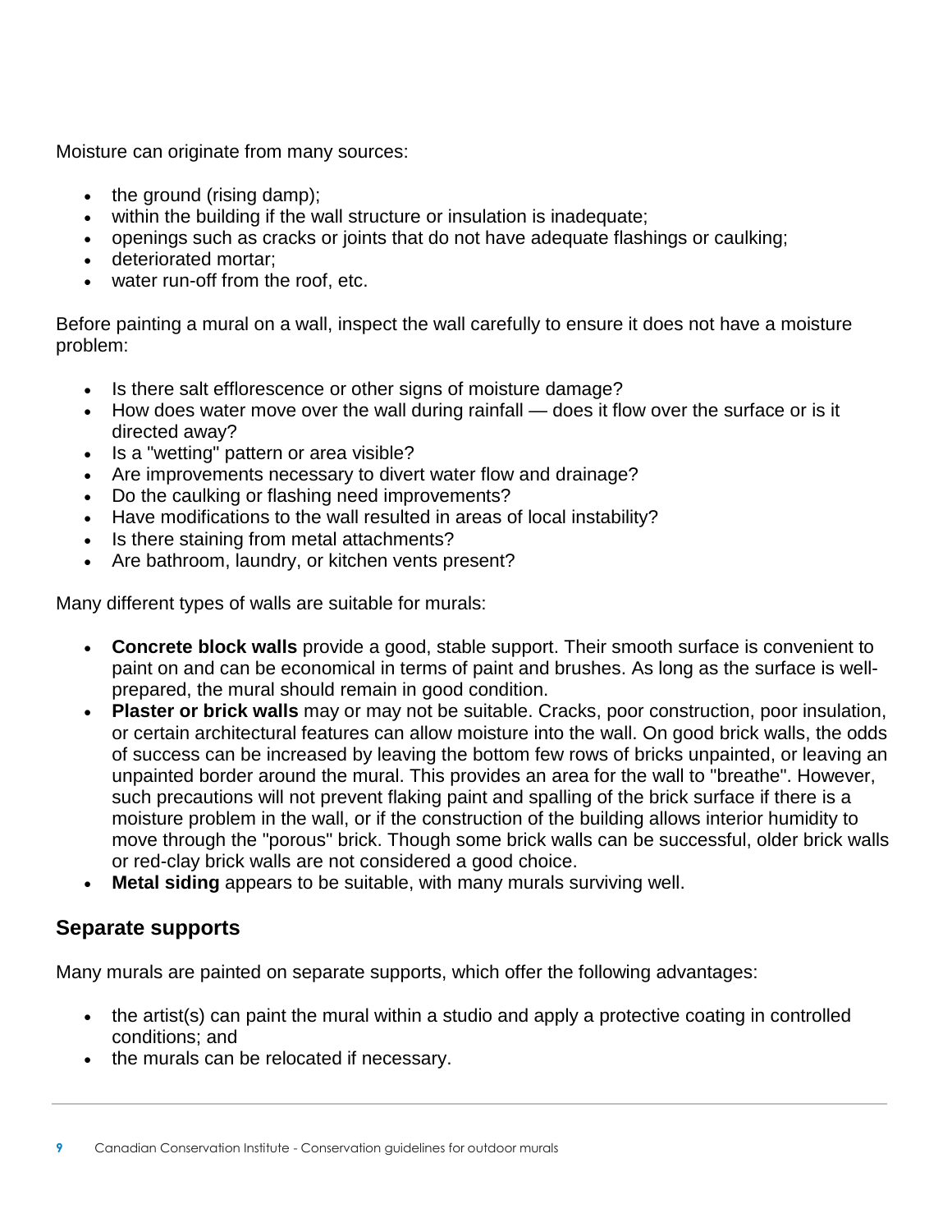Moisture can originate from many sources:

- the ground (rising damp);
- within the building if the wall structure or insulation is inadequate;
- openings such as cracks or joints that do not have adequate flashings or caulking;
- deteriorated mortar;
- water run-off from the roof, etc.

Before painting a mural on a wall, inspect the wall carefully to ensure it does not have a moisture problem:

- Is there salt efflorescence or other signs of moisture damage?
- How does water move over the wall during rainfall — does it flow over the surface or is it directed away?
- Is a "wetting" pattern or area visible?
- Are improvements necessary to divert water flow and drainage?
- Do the caulking or flashing need improvements?
- Have modifications to the wall resulted in areas of local instability?
- Is there staining from metal attachments?
- Are bathroom, laundry, or kitchen vents present?

Many different types of walls are suitable for murals:

- **Concrete block walls** provide a good, stable support. Their smooth surface is convenient to paint on and can be economical in terms of paint and brushes. As long as the surface is well-prepared, the mural should remain in good condition.
- **Plaster or brick walls** may or may not be suitable. Cracks, poor construction, poor insulation, or certain architectural features can allow moisture into the wall. On good brick walls, the odds of success can be increased by leaving the bottom few rows of bricks unpainted, or leaving an unpainted border around the mural. This provides an area for the wall to "breathe". However, such precautions will not prevent flaking paint and spalling of the brick surface if there is a moisture problem in the wall, or if the construction of the building allows interior humidity to move through the "porous" brick. Though some brick walls can be successful, older brick walls or red-clay brick walls are not considered a good choice.
- **Metal siding** appears to be suitable, with many murals surviving well.

## Separate supports

Many murals are painted on separate supports, which offer the following advantages:

- the artist(s) can paint the mural within a studio and apply a protective coating in controlled conditions; and
- the murals can be relocated if necessary.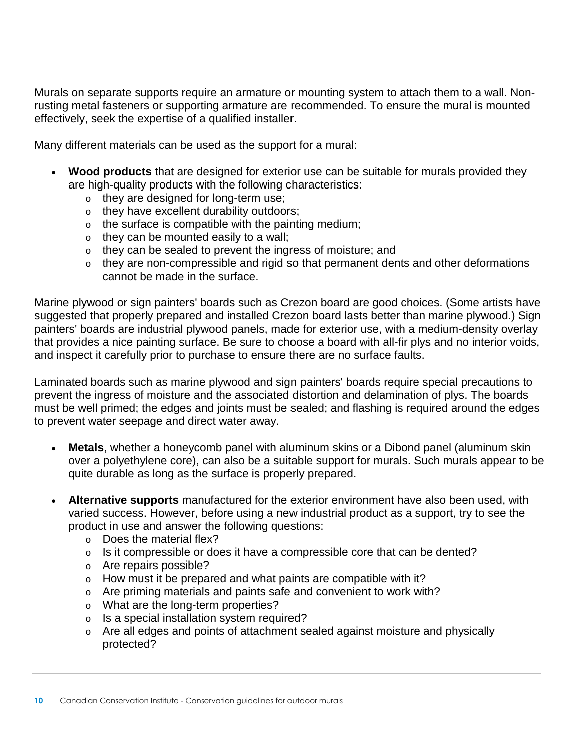Murals on separate supports require an armature or mounting system to attach them to a wall. Non-rusting metal fasteners or supporting armature are recommended. To ensure the mural is mounted effectively, seek the expertise of a qualified installer.

Many different materials can be used as the support for a mural:

- **Wood products** that are designed for exterior use can be suitable for murals provided they are high-quality products with the following characteristics:
  - they are designed for long-term use;
  - they have excellent durability outdoors;
  - the surface is compatible with the painting medium;
  - they can be mounted easily to a wall;
  - they can be sealed to prevent the ingress of moisture; and
  - they are non-compressible and rigid so that permanent dents and other deformations cannot be made in the surface.

Marine plywood or sign painters' boards such as Crezon board are good choices. (Some artists have suggested that properly prepared and installed Crezon board lasts better than marine plywood.) Sign painters' boards are industrial plywood panels, made for exterior use, with a medium-density overlay that provides a nice painting surface. Be sure to choose a board with all-fir plys and no interior voids, and inspect it carefully prior to purchase to ensure there are no surface faults.

Laminated boards such as marine plywood and sign painters' boards require special precautions to prevent the ingress of moisture and the associated distortion and delamination of plys. The boards must be well primed; the edges and joints must be sealed; and flashing is required around the edges to prevent water seepage and direct water away.

- **Metals**, whether a honeycomb panel with aluminum skins or a Dibond panel (aluminum skin over a polyethylene core), can also be a suitable support for murals. Such murals appear to be quite durable as long as the surface is properly prepared.

- **Alternative supports** manufactured for the exterior environment have also been used, with varied success. However, before using a new industrial product as a support, try to see the product in use and answer the following questions:
  - Does the material flex?
  - Is it compressible or does it have a compressible core that can be dented?
  - Are repairs possible?
  - How must it be prepared and what paints are compatible with it?
  - Are priming materials and paints safe and convenient to work with?
  - What are the long-term properties?
  - Is a special installation system required?
  - Are all edges and points of attachment sealed against moisture and physically protected?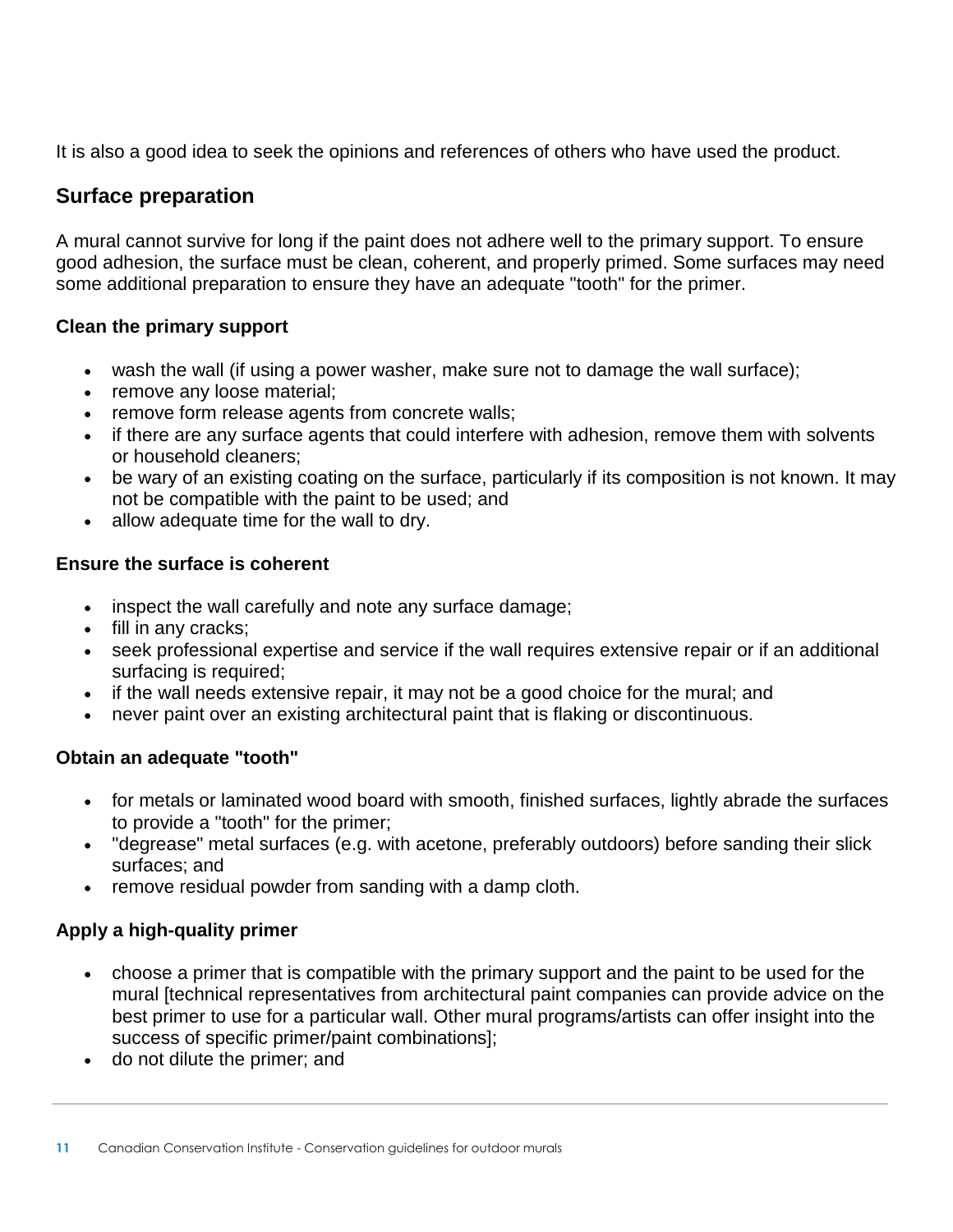It is also a good idea to seek the opinions and references of others who have used the product.

## Surface preparation

A mural cannot survive for long if the paint does not adhere well to the primary support. To ensure good adhesion, the surface must be clean, coherent, and properly primed. Some surfaces may need some additional preparation to ensure they have an adequate "tooth" for the primer.

### Clean the primary support

- wash the wall (if using a power washer, make sure not to damage the wall surface);
- remove any loose material;
- remove form release agents from concrete walls;
- if there are any surface agents that could interfere with adhesion, remove them with solvents or household cleaners;
- be wary of an existing coating on the surface, particularly if its composition is not known. It may not be compatible with the paint to be used; and
- allow adequate time for the wall to dry.

### Ensure the surface is coherent

- inspect the wall carefully and note any surface damage;
- fill in any cracks;
- seek professional expertise and service if the wall requires extensive repair or if an additional surfacing is required;
- if the wall needs extensive repair, it may not be a good choice for the mural; and
- never paint over an existing architectural paint that is flaking or discontinuous.

### Obtain an adequate "tooth"

- for metals or laminated wood board with smooth, finished surfaces, lightly abrade the surfaces to provide a "tooth" for the primer;
- "degrease" metal surfaces (e.g. with acetone, preferably outdoors) before sanding their slick surfaces; and
- remove residual powder from sanding with a damp cloth.

### Apply a high-quality primer

- choose a primer that is compatible with the primary support and the paint to be used for the mural [technical representatives from architectural paint companies can provide advice on the best primer to use for a particular wall. Other mural programs/artists can offer insight into the success of specific primer/paint combinations];
- do not dilute the primer; and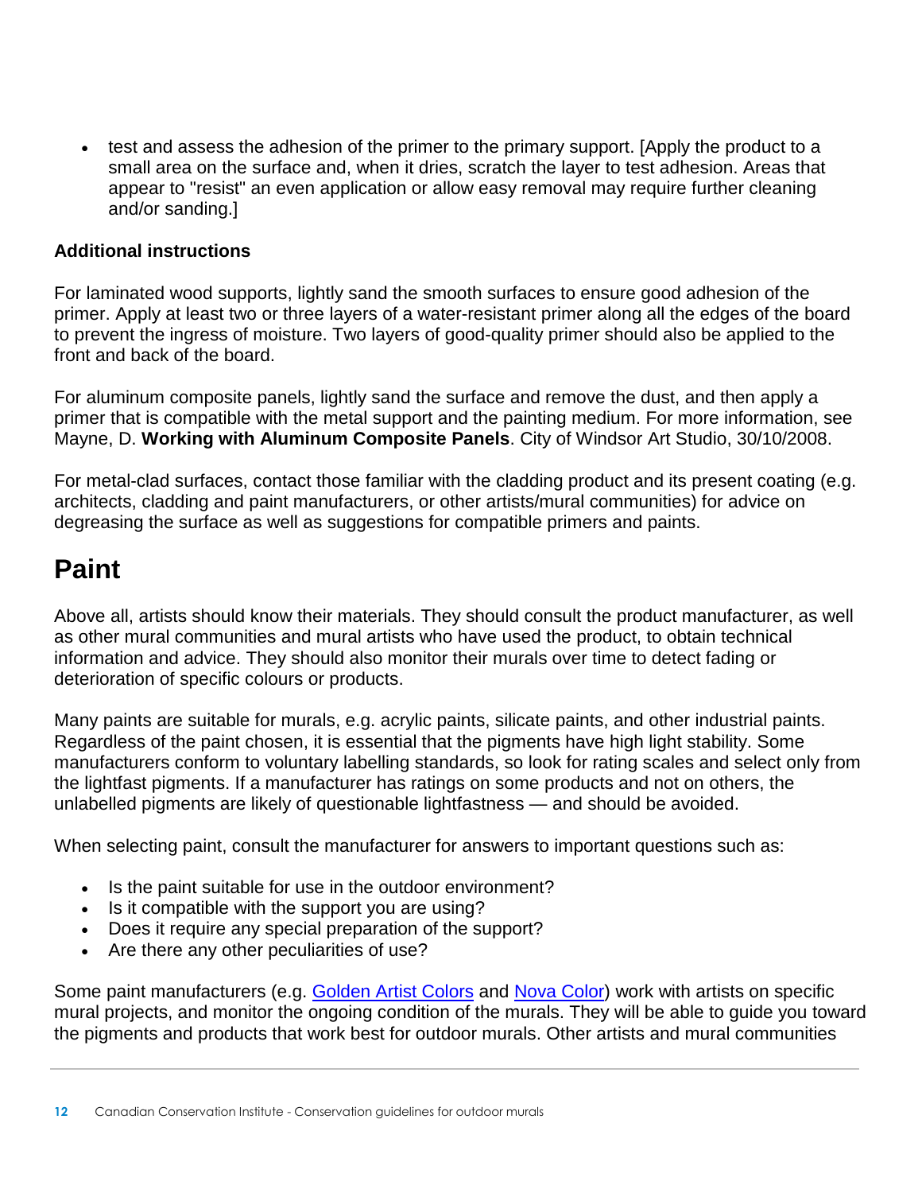- test and assess the adhesion of the primer to the primary support. [Apply the product to a small area on the surface and, when it dries, scratch the layer to test adhesion. Areas that appear to "resist" an even application or allow easy removal may require further cleaning and/or sanding.]

**Additional instructions**

For laminated wood supports, lightly sand the smooth surfaces to ensure good adhesion of the primer. Apply at least two or three layers of a water-resistant primer along all the edges of the board to prevent the ingress of moisture. Two layers of good-quality primer should also be applied to the front and back of the board.

For aluminum composite panels, lightly sand the surface and remove the dust, and then apply a primer that is compatible with the metal support and the painting medium. For more information, see Mayne, D. **Working with Aluminum Composite Panels**. City of Windsor Art Studio, 30/10/2008.

For metal-clad surfaces, contact those familiar with the cladding product and its present coating (e.g. architects, cladding and paint manufacturers, or other artists/mural communities) for advice on degreasing the surface as well as suggestions for compatible primers and paints.

## Paint

Above all, artists should know their materials. They should consult the product manufacturer, as well as other mural communities and mural artists who have used the product, to obtain technical information and advice. They should also monitor their murals over time to detect fading or deterioration of specific colours or products.

Many paints are suitable for murals, e.g. acrylic paints, silicate paints, and other industrial paints. Regardless of the paint chosen, it is essential that the pigments have high light stability. Some manufacturers conform to voluntary labelling standards, so look for rating scales and select only from the lightfast pigments. If a manufacturer has ratings on some products and not on others, the unlabelled pigments are likely of questionable lightfastness — and should be avoided.

When selecting paint, consult the manufacturer for answers to important questions such as:

- Is the paint suitable for use in the outdoor environment?
- Is it compatible with the support you are using?
- Does it require any special preparation of the support?
- Are there any other peculiarities of use?

Some paint manufacturers (e.g. Golden Artist Colors and Nova Color) work with artists on specific mural projects, and monitor the ongoing condition of the murals. They will be able to guide you toward the pigments and products that work best for outdoor murals. Other artists and mural communities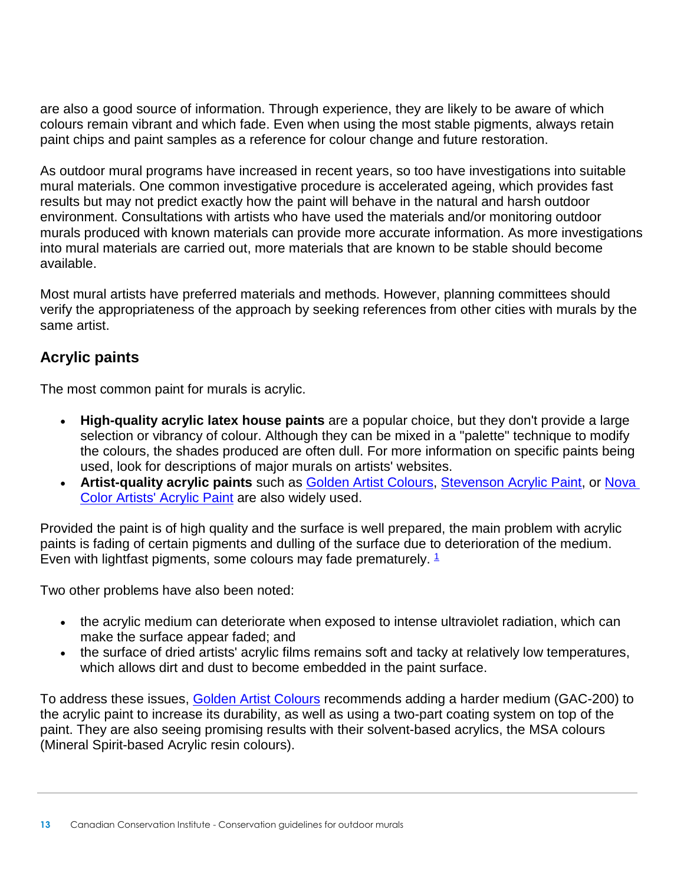are also a good source of information. Through experience, they are likely to be aware of which colours remain vibrant and which fade. Even when using the most stable pigments, always retain paint chips and paint samples as a reference for colour change and future restoration.

As outdoor mural programs have increased in recent years, so too have investigations into suitable mural materials. One common investigative procedure is accelerated ageing, which provides fast results but may not predict exactly how the paint will behave in the natural and harsh outdoor environment. Consultations with artists who have used the materials and/or monitoring outdoor murals produced with known materials can provide more accurate information. As more investigations into mural materials are carried out, more materials that are known to be stable should become available.

Most mural artists have preferred materials and methods. However, planning committees should verify the appropriateness of the approach by seeking references from other cities with murals by the same artist.

## Acrylic paints

The most common paint for murals is acrylic.

- **High-quality acrylic latex house paints** are a popular choice, but they don't provide a large selection or vibrancy of colour. Although they can be mixed in a "palette" technique to modify the colours, the shades produced are often dull. For more information on specific paints being used, look for descriptions of major murals on artists' websites.
- **Artist-quality acrylic paints** such as Golden Artist Colours, Stevenson Acrylic Paint, or Nova Color Artists' Acrylic Paint are also widely used.

Provided the paint is of high quality and the surface is well prepared, the main problem with acrylic paints is fading of certain pigments and dulling of the surface due to deterioration of the medium. Even with lightfast pigments, some colours may fade prematurely. [1]

Two other problems have also been noted:

- the acrylic medium can deteriorate when exposed to intense ultraviolet radiation, which can make the surface appear faded; and
- the surface of dried artists' acrylic films remains soft and tacky at relatively low temperatures, which allows dirt and dust to become embedded in the paint surface.

To address these issues, Golden Artist Colours recommends adding a harder medium (GAC-200) to the acrylic paint to increase its durability, as well as using a two-part coating system on top of the paint. They are also seeing promising results with their solvent-based acrylics, the MSA colours (Mineral Spirit-based Acrylic resin colours).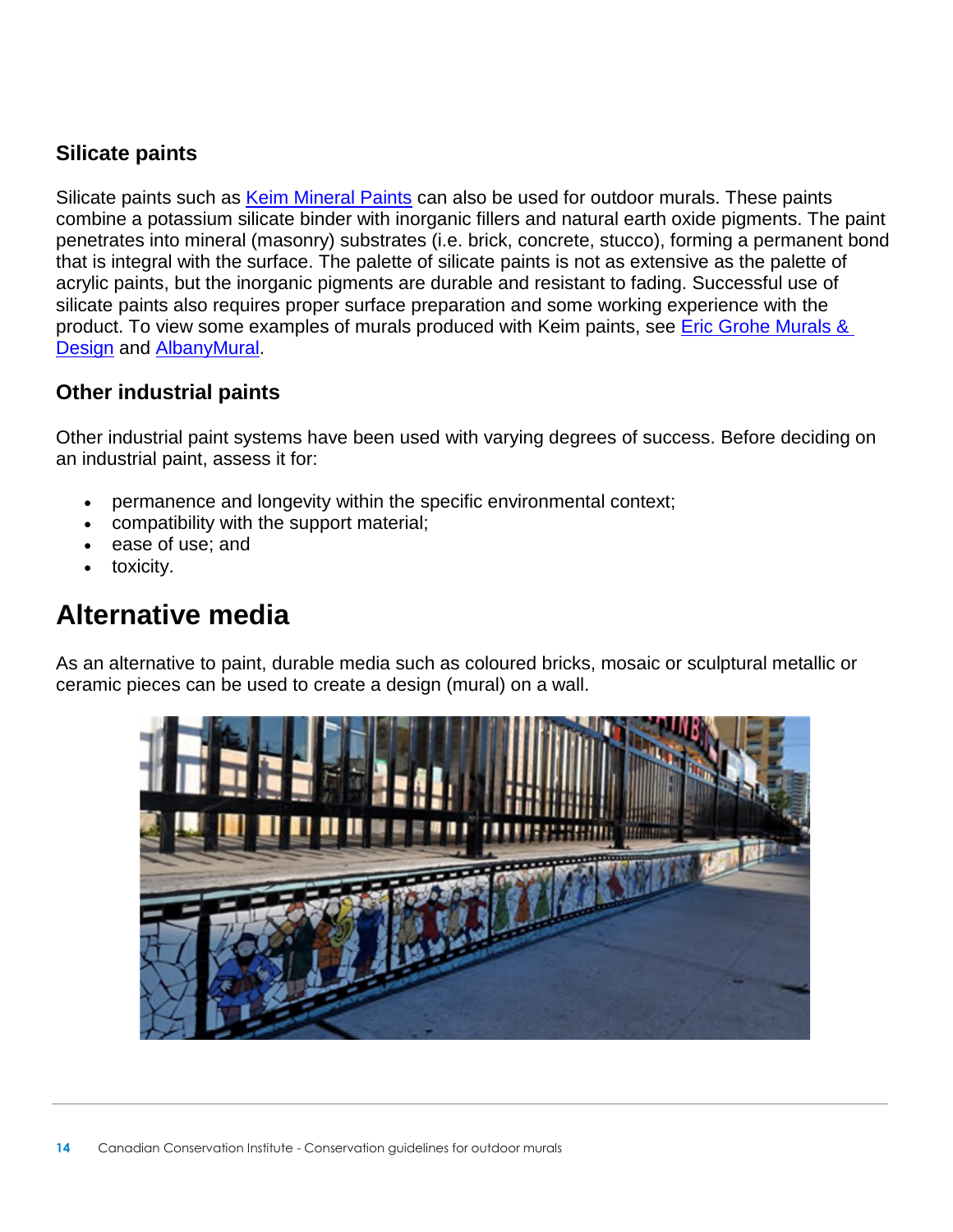### Silicate paints

Silicate paints such as Keim Mineral Paints can also be used for outdoor murals. These paints combine a potassium silicate binder with inorganic fillers and natural earth oxide pigments. The paint penetrates into mineral (masonry) substrates (i.e. brick, concrete, stucco), forming a permanent bond that is integral with the surface. The palette of silicate paints is not as extensive as the palette of acrylic paints, but the inorganic pigments are durable and resistant to fading. Successful use of silicate paints also requires proper surface preparation and some working experience with the product. To view some examples of murals produced with Keim paints, see Eric Grohe Murals & Design and AlbanyMural.

### Other industrial paints

Other industrial paint systems have been used with varying degrees of success. Before deciding on an industrial paint, assess it for:

- permanence and longevity within the specific environmental context;
- compatibility with the support material;
- ease of use; and
- toxicity.

## Alternative media

As an alternative to paint, durable media such as coloured bricks, mosaic or sculptural metallic or ceramic pieces can be used to create a design (mural) on a wall.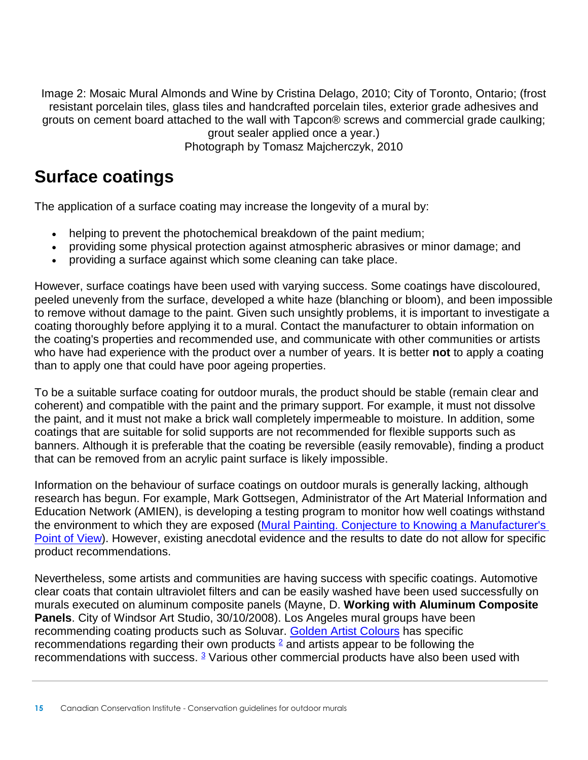Image 2: Mosaic Mural Almonds and Wine by Cristina Delago, 2010; City of Toronto, Ontario; (frost resistant porcelain tiles, glass tiles and handcrafted porcelain tiles, exterior grade adhesives and grouts on cement board attached to the wall with Tapcon® screws and commercial grade caulking; grout sealer applied once a year.)
Photograph by Tomasz Majcherczyk, 2010

## Surface coatings

The application of a surface coating may increase the longevity of a mural by:

- helping to prevent the photochemical breakdown of the paint medium;
- providing some physical protection against atmospheric abrasives or minor damage; and
- providing a surface against which some cleaning can take place.

However, surface coatings have been used with varying success. Some coatings have discoloured, peeled unevenly from the surface, developed a white haze (blanching or bloom), and been impossible to remove without damage to the paint. Given such unsightly problems, it is important to investigate a coating thoroughly before applying it to a mural. Contact the manufacturer to obtain information on the coating's properties and recommended use, and communicate with other communities or artists who have had experience with the product over a number of years. It is better **not** to apply a coating than to apply one that could have poor ageing properties.

To be a suitable surface coating for outdoor murals, the product should be stable (remain clear and coherent) and compatible with the paint and the primary support. For example, it must not dissolve the paint, and it must not make a brick wall completely impermeable to moisture. In addition, some coatings that are suitable for solid supports are not recommended for flexible supports such as banners. Although it is preferable that the coating be reversible (easily removable), finding a product that can be removed from an acrylic paint surface is likely impossible.

Information on the behaviour of surface coatings on outdoor murals is generally lacking, although research has begun. For example, Mark Gottsegen, Administrator of the Art Material Information and Education Network (AMIEN), is developing a testing program to monitor how well coatings withstand the environment to which they are exposed (Mural Painting. Conjecture to Knowing a Manufacturer's Point of View). However, existing anecdotal evidence and the results to date do not allow for specific product recommendations.

Nevertheless, some artists and communities are having success with specific coatings. Automotive clear coats that contain ultraviolet filters and can be easily washed have been used successfully on murals executed on aluminum composite panels (Mayne, D. **Working with Aluminum Composite Panels**. City of Windsor Art Studio, 30/10/2008). Los Angeles mural groups have been recommending coating products such as Soluvar. Golden Artist Colours has specific recommendations regarding their own products [2] and artists appear to be following the recommendations with success. [3] Various other commercial products have also been used with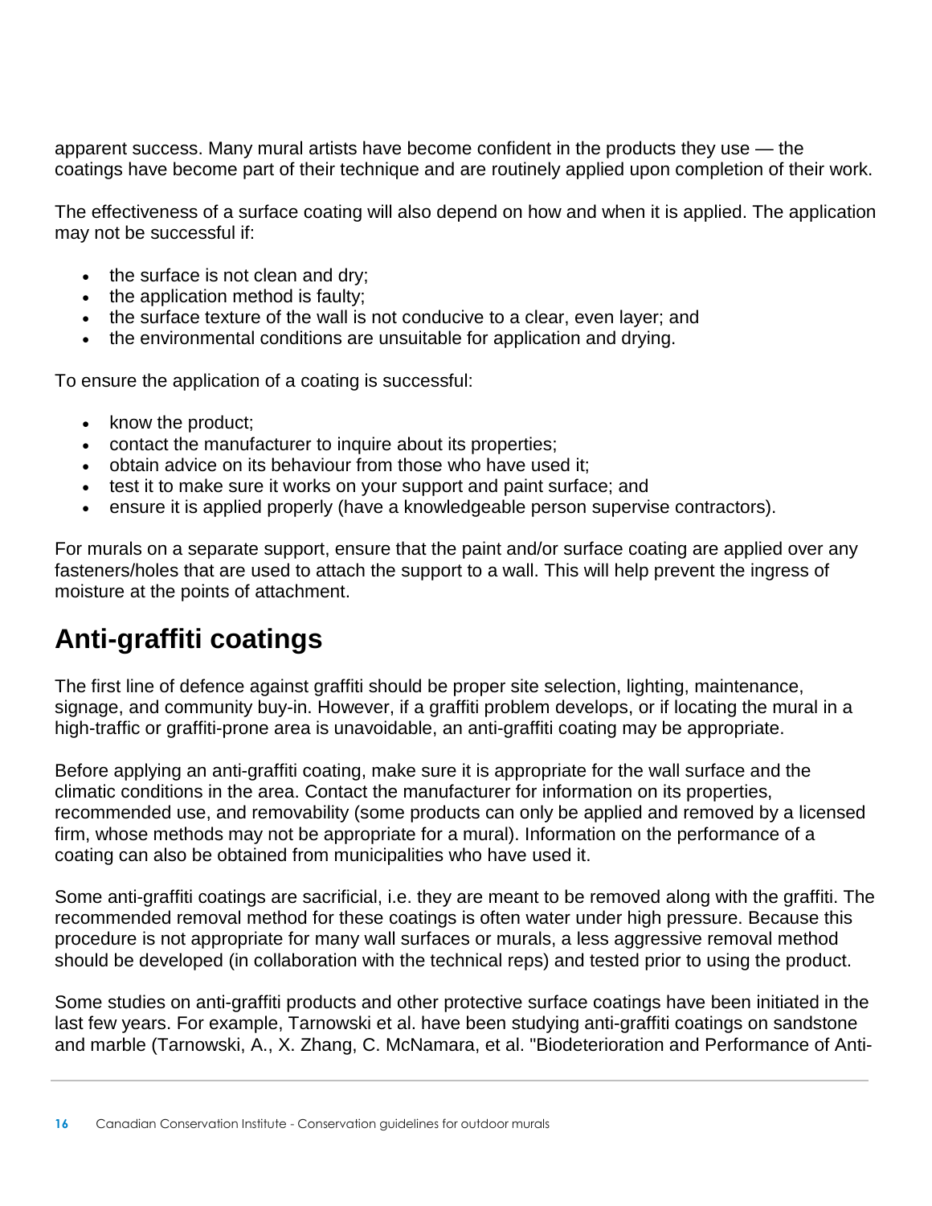apparent success. Many mural artists have become confident in the products they use — the coatings have become part of their technique and are routinely applied upon completion of their work.

The effectiveness of a surface coating will also depend on how and when it is applied. The application may not be successful if:

- the surface is not clean and dry;
- the application method is faulty;
- the surface texture of the wall is not conducive to a clear, even layer; and
- the environmental conditions are unsuitable for application and drying.

To ensure the application of a coating is successful:

- know the product;
- contact the manufacturer to inquire about its properties;
- obtain advice on its behaviour from those who have used it;
- test it to make sure it works on your support and paint surface; and
- ensure it is applied properly (have a knowledgeable person supervise contractors).

For murals on a separate support, ensure that the paint and/or surface coating are applied over any fasteners/holes that are used to attach the support to a wall. This will help prevent the ingress of moisture at the points of attachment.

## Anti-graffiti coatings

The first line of defence against graffiti should be proper site selection, lighting, maintenance, signage, and community buy-in. However, if a graffiti problem develops, or if locating the mural in a high-traffic or graffiti-prone area is unavoidable, an anti-graffiti coating may be appropriate.

Before applying an anti-graffiti coating, make sure it is appropriate for the wall surface and the climatic conditions in the area. Contact the manufacturer for information on its properties, recommended use, and removability (some products can only be applied and removed by a licensed firm, whose methods may not be appropriate for a mural). Information on the performance of a coating can also be obtained from municipalities who have used it.

Some anti-graffiti coatings are sacrificial, i.e. they are meant to be removed along with the graffiti. The recommended removal method for these coatings is often water under high pressure. Because this procedure is not appropriate for many wall surfaces or murals, a less aggressive removal method should be developed (in collaboration with the technical reps) and tested prior to using the product.

Some studies on anti-graffiti products and other protective surface coatings have been initiated in the last few years. For example, Tarnowski et al. have been studying anti-graffiti coatings on sandstone and marble (Tarnowski, A., X. Zhang, C. McNamara, et al. "Biodeterioration and Performance of Anti-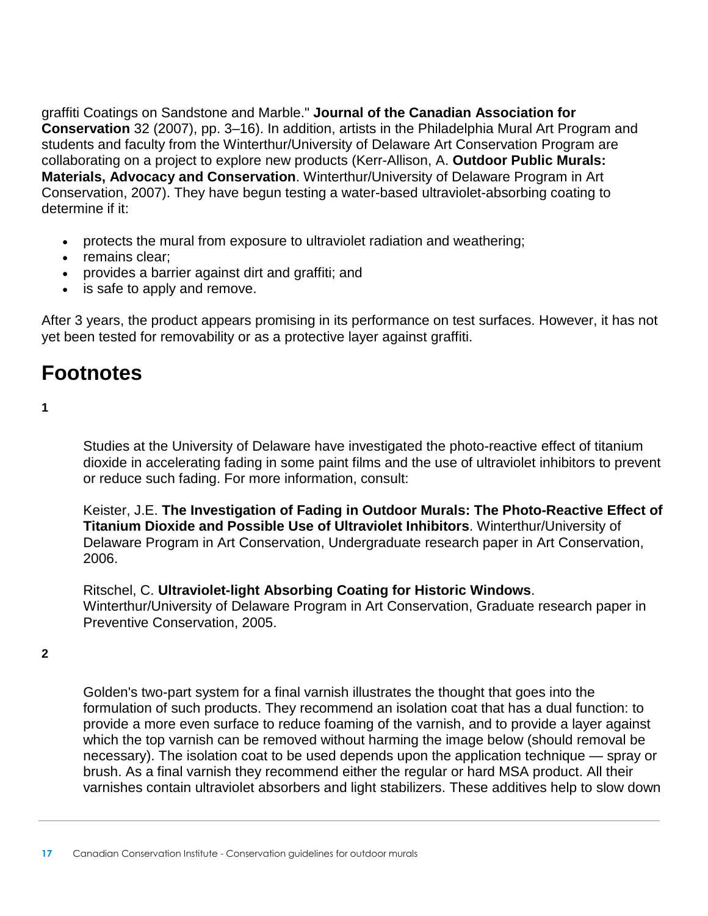graffiti Coatings on Sandstone and Marble." **Journal of the Canadian Association for Conservation** 32 (2007), pp. 3–16). In addition, artists in the Philadelphia Mural Art Program and students and faculty from the Winterthur/University of Delaware Art Conservation Program are collaborating on a project to explore new products (Kerr-Allison, A. **Outdoor Public Murals: Materials, Advocacy and Conservation**. Winterthur/University of Delaware Program in Art Conservation, 2007). They have begun testing a water-based ultraviolet-absorbing coating to determine if it:

- protects the mural from exposure to ultraviolet radiation and weathering;
- remains clear;
- provides a barrier against dirt and graffiti; and
- is safe to apply and remove.

After 3 years, the product appears promising in its performance on test surfaces. However, it has not yet been tested for removability or as a protective layer against graffiti.

## Footnotes

**1**

Studies at the University of Delaware have investigated the photo-reactive effect of titanium dioxide in accelerating fading in some paint films and the use of ultraviolet inhibitors to prevent or reduce such fading. For more information, consult:

Keister, J.E. **The Investigation of Fading in Outdoor Murals: The Photo-Reactive Effect of Titanium Dioxide and Possible Use of Ultraviolet Inhibitors**. Winterthur/University of Delaware Program in Art Conservation, Undergraduate research paper in Art Conservation, 2006.

Ritschel, C. **Ultraviolet-light Absorbing Coating for Historic Windows**. Winterthur/University of Delaware Program in Art Conservation, Graduate research paper in Preventive Conservation, 2005.

**2**

Golden's two-part system for a final varnish illustrates the thought that goes into the formulation of such products. They recommend an isolation coat that has a dual function: to provide a more even surface to reduce foaming of the varnish, and to provide a layer against which the top varnish can be removed without harming the image below (should removal be necessary). The isolation coat to be used depends upon the application technique — spray or brush. As a final varnish they recommend either the regular or hard MSA product. All their varnishes contain ultraviolet absorbers and light stabilizers. These additives help to slow down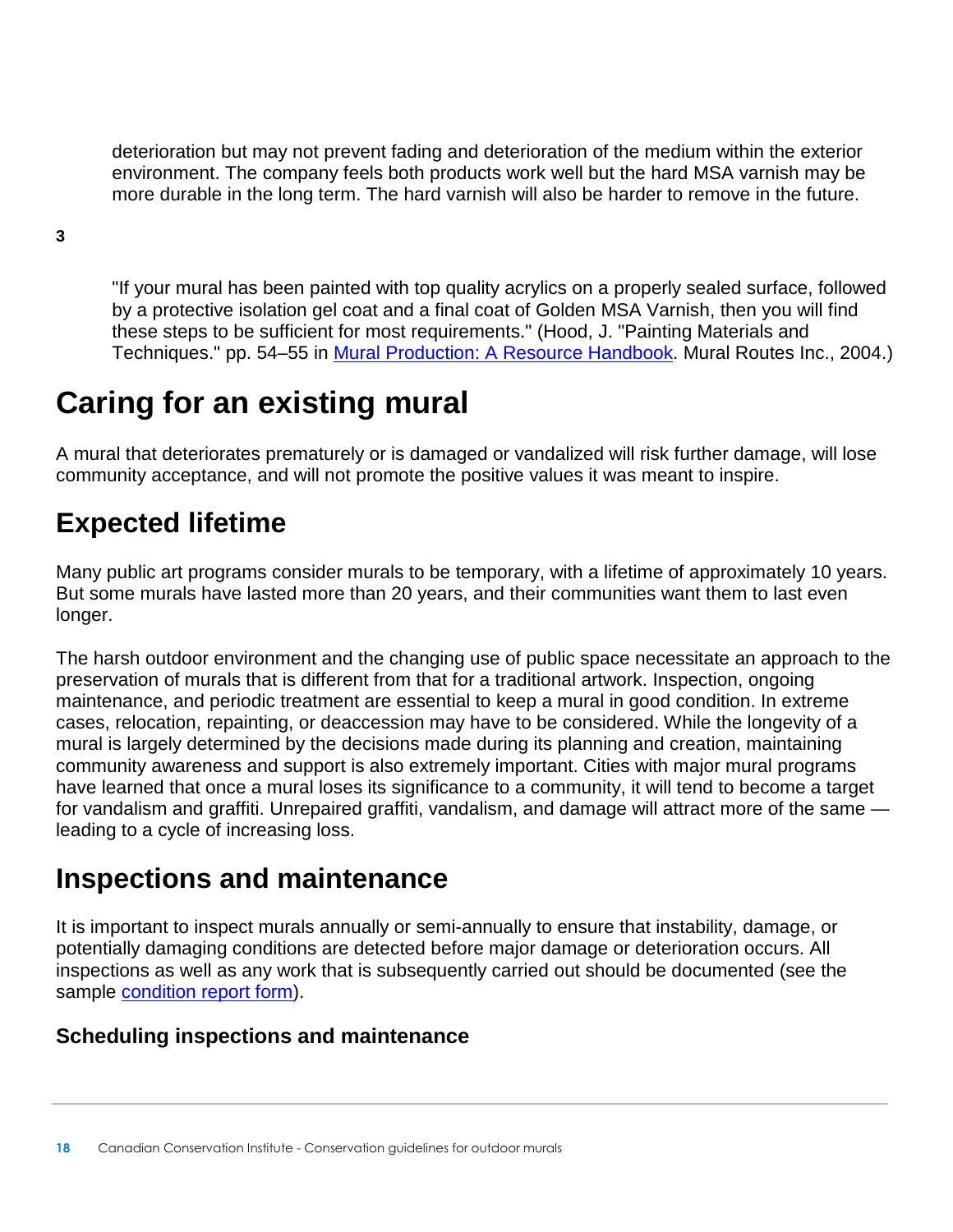deterioration but may not prevent fading and deterioration of the medium within the exterior environment. The company feels both products work well but the hard MSA varnish may be more durable in the long term. The hard varnish will also be harder to remove in the future.

**3**

"If your mural has been painted with top quality acrylics on a properly sealed surface, followed by a protective isolation gel coat and a final coat of Golden MSA Varnish, then you will find these steps to be sufficient for most requirements." (Hood, J. "Painting Materials and Techniques." pp. 54–55 in Mural Production: A Resource Handbook. Mural Routes Inc., 2004.)

# Caring for an existing mural

A mural that deteriorates prematurely or is damaged or vandalized will risk further damage, will lose community acceptance, and will not promote the positive values it was meant to inspire.

## Expected lifetime

Many public art programs consider murals to be temporary, with a lifetime of approximately 10 years. But some murals have lasted more than 20 years, and their communities want them to last even longer.

The harsh outdoor environment and the changing use of public space necessitate an approach to the preservation of murals that is different from that for a traditional artwork. Inspection, ongoing maintenance, and periodic treatment are essential to keep a mural in good condition. In extreme cases, relocation, repainting, or deaccession may have to be considered. While the longevity of a mural is largely determined by the decisions made during its planning and creation, maintaining community awareness and support is also extremely important. Cities with major mural programs have learned that once a mural loses its significance to a community, it will tend to become a target for vandalism and graffiti. Unrepaired graffiti, vandalism, and damage will attract more of the same — leading to a cycle of increasing loss.

## Inspections and maintenance

It is important to inspect murals annually or semi-annually to ensure that instability, damage, or potentially damaging conditions are detected before major damage or deterioration occurs. All inspections as well as any work that is subsequently carried out should be documented (see the sample condition report form).

### Scheduling inspections and maintenance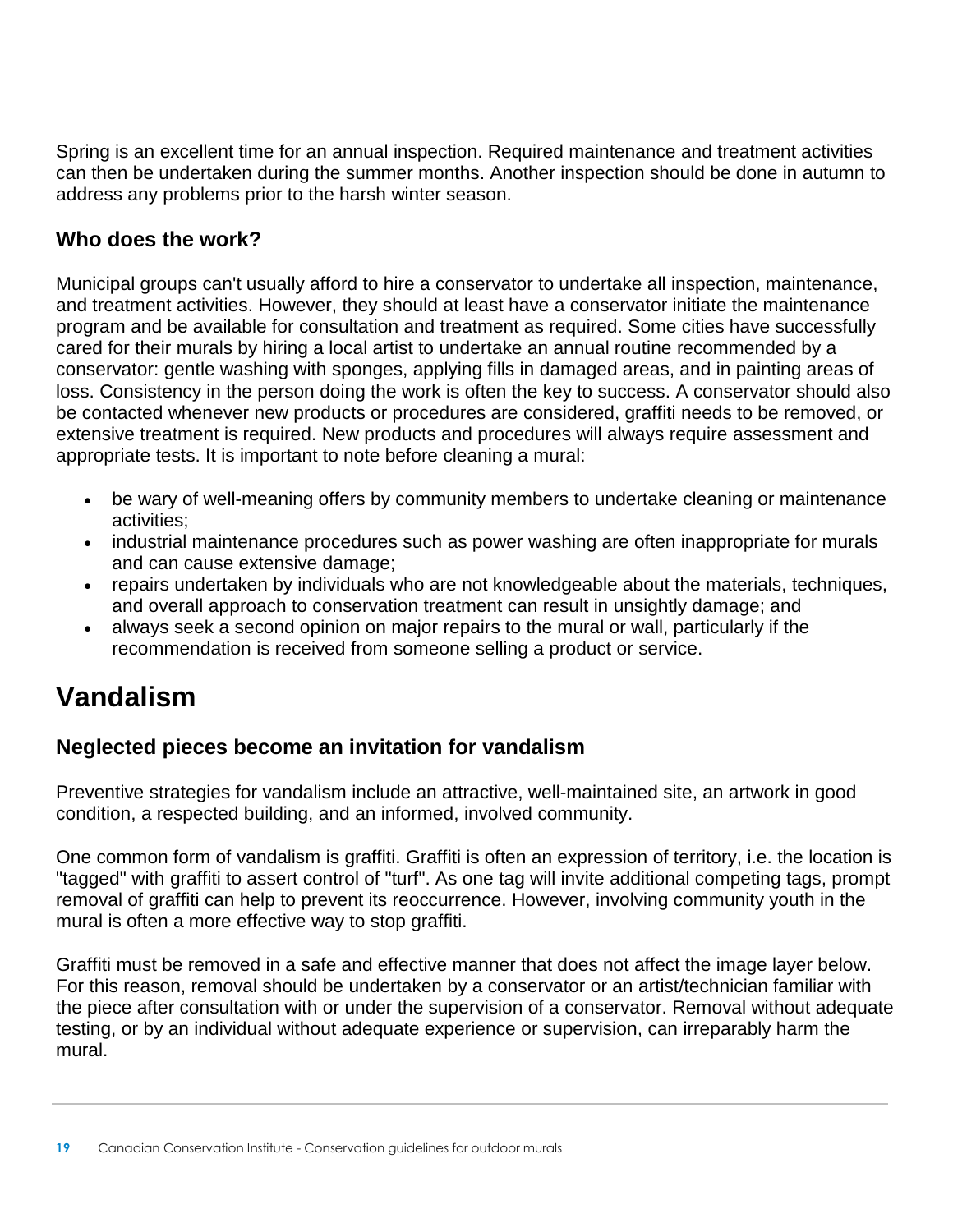Spring is an excellent time for an annual inspection. Required maintenance and treatment activities can then be undertaken during the summer months. Another inspection should be done in autumn to address any problems prior to the harsh winter season.

### Who does the work?

Municipal groups can't usually afford to hire a conservator to undertake all inspection, maintenance, and treatment activities. However, they should at least have a conservator initiate the maintenance program and be available for consultation and treatment as required. Some cities have successfully cared for their murals by hiring a local artist to undertake an annual routine recommended by a conservator: gentle washing with sponges, applying fills in damaged areas, and in painting areas of loss. Consistency in the person doing the work is often the key to success. A conservator should also be contacted whenever new products or procedures are considered, graffiti needs to be removed, or extensive treatment is required. New products and procedures will always require assessment and appropriate tests. It is important to note before cleaning a mural:

- be wary of well-meaning offers by community members to undertake cleaning or maintenance activities;
- industrial maintenance procedures such as power washing are often inappropriate for murals and can cause extensive damage;
- repairs undertaken by individuals who are not knowledgeable about the materials, techniques, and overall approach to conservation treatment can result in unsightly damage; and
- always seek a second opinion on major repairs to the mural or wall, particularly if the recommendation is received from someone selling a product or service.

## Vandalism

### Neglected pieces become an invitation for vandalism

Preventive strategies for vandalism include an attractive, well-maintained site, an artwork in good condition, a respected building, and an informed, involved community.

One common form of vandalism is graffiti. Graffiti is often an expression of territory, i.e. the location is "tagged" with graffiti to assert control of "turf". As one tag will invite additional competing tags, prompt removal of graffiti can help to prevent its reoccurrence. However, involving community youth in the mural is often a more effective way to stop graffiti.

Graffiti must be removed in a safe and effective manner that does not affect the image layer below. For this reason, removal should be undertaken by a conservator or an artist/technician familiar with the piece after consultation with or under the supervision of a conservator. Removal without adequate testing, or by an individual without adequate experience or supervision, can irreparably harm the mural.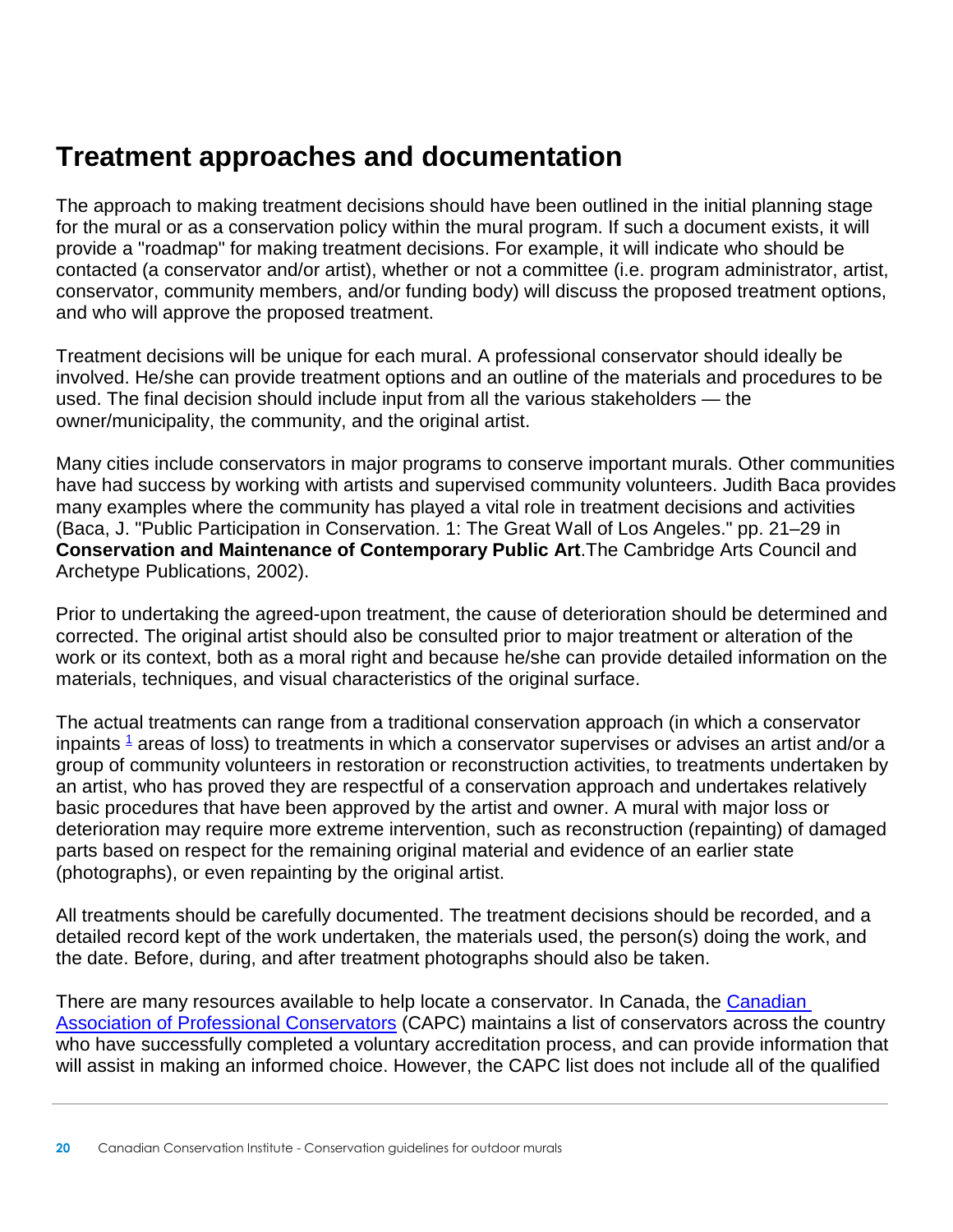## Treatment approaches and documentation

The approach to making treatment decisions should have been outlined in the initial planning stage for the mural or as a conservation policy within the mural program. If such a document exists, it will provide a "roadmap" for making treatment decisions. For example, it will indicate who should be contacted (a conservator and/or artist), whether or not a committee (i.e. program administrator, artist, conservator, community members, and/or funding body) will discuss the proposed treatment options, and who will approve the proposed treatment.

Treatment decisions will be unique for each mural. A professional conservator should ideally be involved. He/she can provide treatment options and an outline of the materials and procedures to be used. The final decision should include input from all the various stakeholders — the owner/municipality, the community, and the original artist.

Many cities include conservators in major programs to conserve important murals. Other communities have had success by working with artists and supervised community volunteers. Judith Baca provides many examples where the community has played a vital role in treatment decisions and activities (Baca, J. "Public Participation in Conservation. 1: The Great Wall of Los Angeles." pp. 21–29 in **Conservation and Maintenance of Contemporary Public Art**.The Cambridge Arts Council and Archetype Publications, 2002).

Prior to undertaking the agreed-upon treatment, the cause of deterioration should be determined and corrected. The original artist should also be consulted prior to major treatment or alteration of the work or its context, both as a moral right and because he/she can provide detailed information on the materials, techniques, and visual characteristics of the original surface.

The actual treatments can range from a traditional conservation approach (in which a conservator inpaints [1] areas of loss) to treatments in which a conservator supervises or advises an artist and/or a group of community volunteers in restoration or reconstruction activities, to treatments undertaken by an artist, who has proved they are respectful of a conservation approach and undertakes relatively basic procedures that have been approved by the artist and owner. A mural with major loss or deterioration may require more extreme intervention, such as reconstruction (repainting) of damaged parts based on respect for the remaining original material and evidence of an earlier state (photographs), or even repainting by the original artist.

All treatments should be carefully documented. The treatment decisions should be recorded, and a detailed record kept of the work undertaken, the materials used, the person(s) doing the work, and the date. Before, during, and after treatment photographs should also be taken.

There are many resources available to help locate a conservator. In Canada, the Canadian Association of Professional Conservators (CAPC) maintains a list of conservators across the country who have successfully completed a voluntary accreditation process, and can provide information that will assist in making an informed choice. However, the CAPC list does not include all of the qualified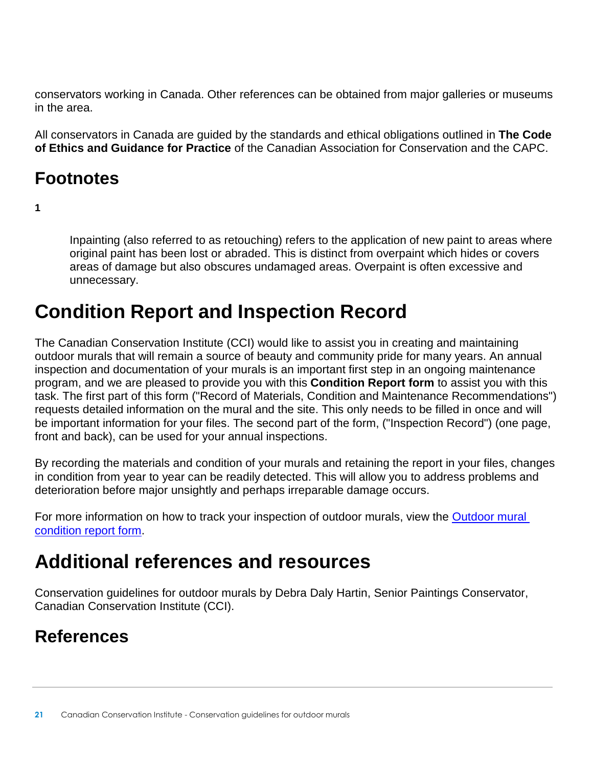conservators working in Canada. Other references can be obtained from major galleries or museums in the area.

All conservators in Canada are guided by the standards and ethical obligations outlined in **The Code of Ethics and Guidance for Practice** of the Canadian Association for Conservation and the CAPC.

## Footnotes

**1**

Inpainting (also referred to as retouching) refers to the application of new paint to areas where original paint has been lost or abraded. This is distinct from overpaint which hides or covers areas of damage but also obscures undamaged areas. Overpaint is often excessive and unnecessary.

# Condition Report and Inspection Record

The Canadian Conservation Institute (CCI) would like to assist you in creating and maintaining outdoor murals that will remain a source of beauty and community pride for many years. An annual inspection and documentation of your murals is an important first step in an ongoing maintenance program, and we are pleased to provide you with this **Condition Report form** to assist you with this task. The first part of this form ("Record of Materials, Condition and Maintenance Recommendations") requests detailed information on the mural and the site. This only needs to be filled in once and will be important information for your files. The second part of the form, ("Inspection Record") (one page, front and back), can be used for your annual inspections.

By recording the materials and condition of your murals and retaining the report in your files, changes in condition from year to year can be readily detected. This will allow you to address problems and deterioration before major unsightly and perhaps irreparable damage occurs.

For more information on how to track your inspection of outdoor murals, view the Outdoor mural condition report form.

# Additional references and resources

Conservation guidelines for outdoor murals by Debra Daly Hartin, Senior Paintings Conservator, Canadian Conservation Institute (CCI).

## References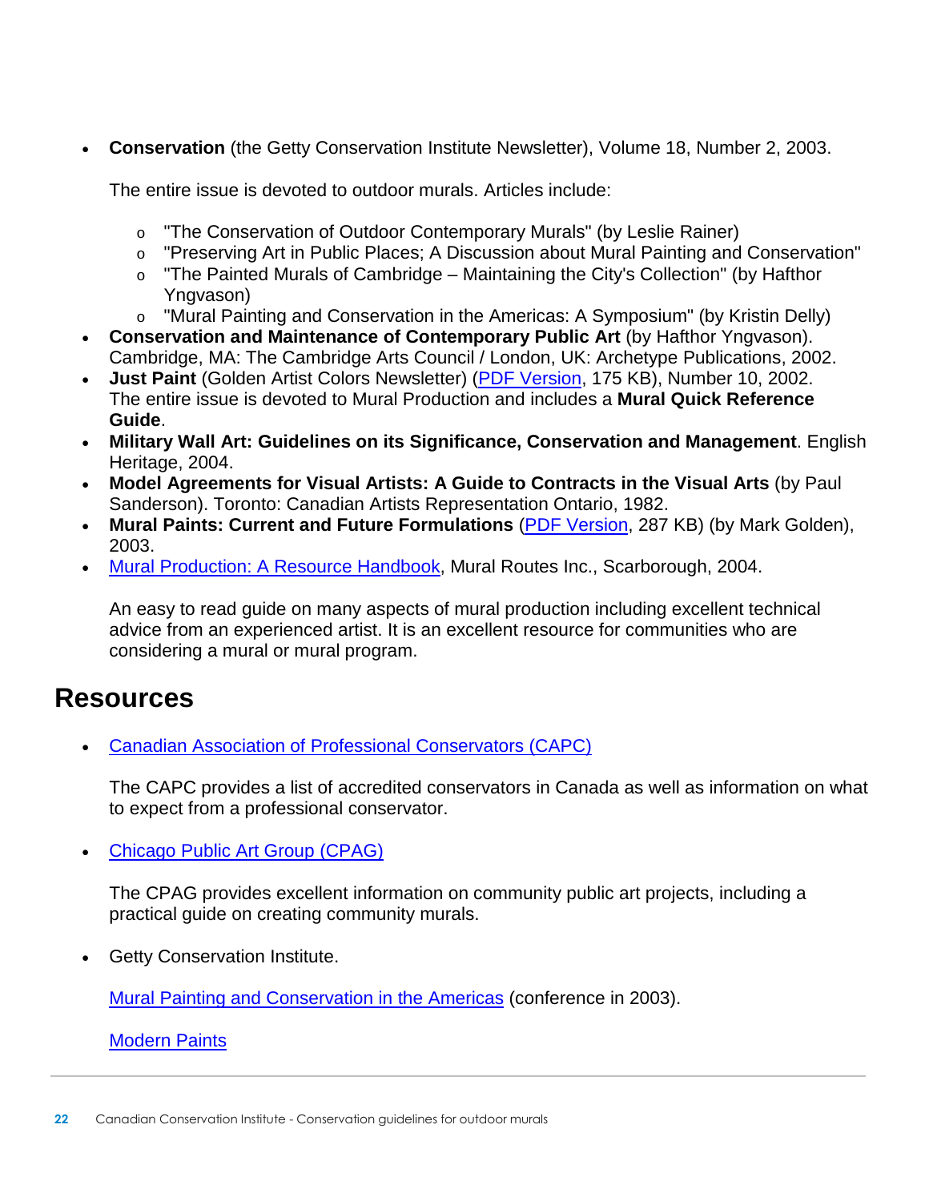- **Conservation** (the Getty Conservation Institute Newsletter), Volume 18, Number 2, 2003.

  The entire issue is devoted to outdoor murals. Articles include:

  - "The Conservation of Outdoor Contemporary Murals" (by Leslie Rainer)
  - "Preserving Art in Public Places; A Discussion about Mural Painting and Conservation"
  - "The Painted Murals of Cambridge – Maintaining the City's Collection" (by Hafthor Yngvason)
  - "Mural Painting and Conservation in the Americas: A Symposium" (by Kristin Delly)
- **Conservation and Maintenance of Contemporary Public Art** (by Hafthor Yngvason). Cambridge, MA: The Cambridge Arts Council / London, UK: Archetype Publications, 2002.
- **Just Paint** (Golden Artist Colors Newsletter) (PDF Version, 175 KB), Number 10, 2002. The entire issue is devoted to Mural Production and includes a **Mural Quick Reference Guide**.
- **Military Wall Art: Guidelines on its Significance, Conservation and Management**. English Heritage, 2004.
- **Model Agreements for Visual Artists: A Guide to Contracts in the Visual Arts** (by Paul Sanderson). Toronto: Canadian Artists Representation Ontario, 1982.
- **Mural Paints: Current and Future Formulations** (PDF Version, 287 KB) (by Mark Golden), 2003.
- Mural Production: A Resource Handbook, Mural Routes Inc., Scarborough, 2004.

  An easy to read guide on many aspects of mural production including excellent technical advice from an experienced artist. It is an excellent resource for communities who are considering a mural or mural program.

## Resources

- Canadian Association of Professional Conservators (CAPC)

  The CAPC provides a list of accredited conservators in Canada as well as information on what to expect from a professional conservator.

- Chicago Public Art Group (CPAG)

  The CPAG provides excellent information on community public art projects, including a practical guide on creating community murals.

- Getty Conservation Institute.

  Mural Painting and Conservation in the Americas (conference in 2003).

  Modern Paints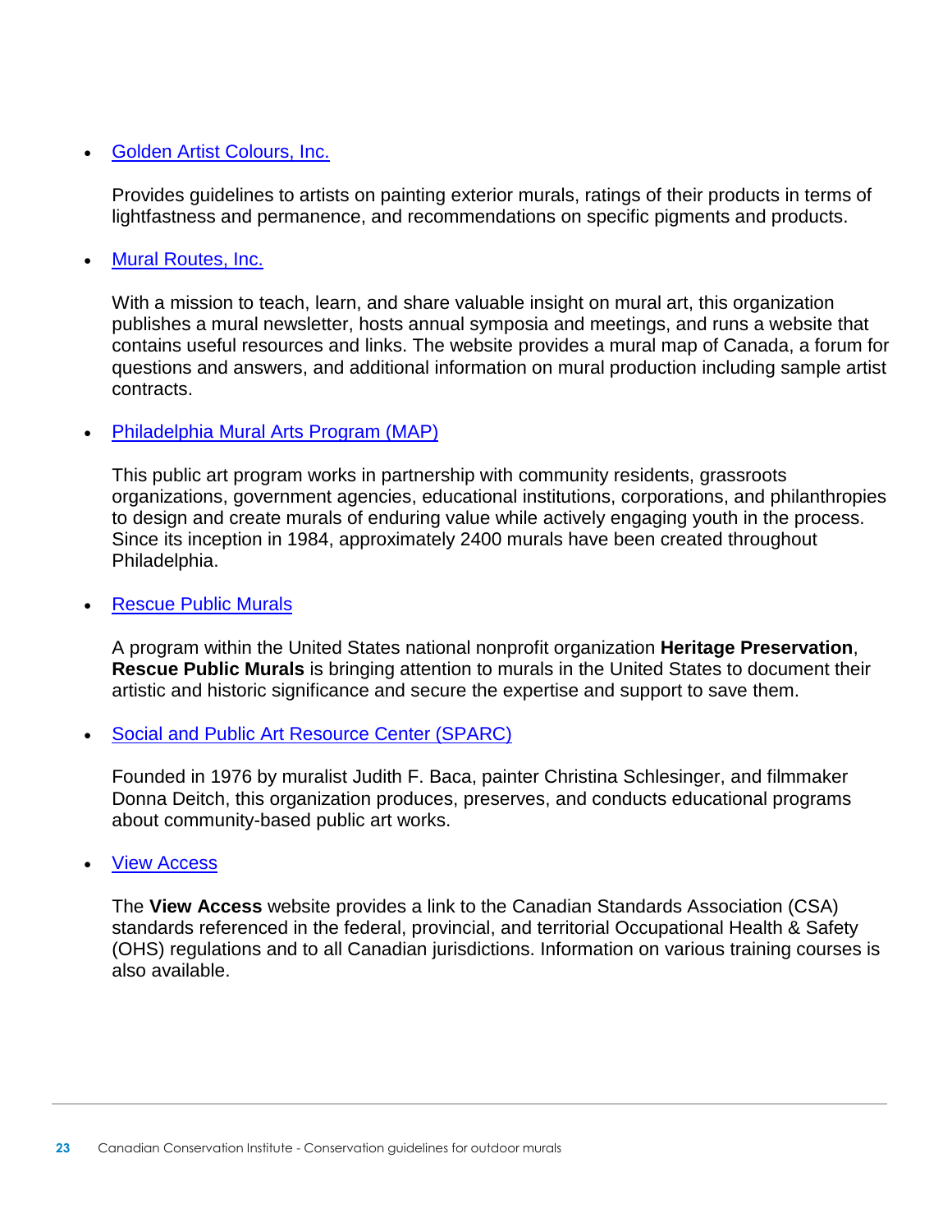- Golden Artist Colours, Inc.

  Provides guidelines to artists on painting exterior murals, ratings of their products in terms of lightfastness and permanence, and recommendations on specific pigments and products.

- Mural Routes, Inc.

  With a mission to teach, learn, and share valuable insight on mural art, this organization publishes a mural newsletter, hosts annual symposia and meetings, and runs a website that contains useful resources and links. The website provides a mural map of Canada, a forum for questions and answers, and additional information on mural production including sample artist contracts.

- Philadelphia Mural Arts Program (MAP)

  This public art program works in partnership with community residents, grassroots organizations, government agencies, educational institutions, corporations, and philanthropies to design and create murals of enduring value while actively engaging youth in the process. Since its inception in 1984, approximately 2400 murals have been created throughout Philadelphia.

- Rescue Public Murals

  A program within the United States national nonprofit organization **Heritage Preservation**, **Rescue Public Murals** is bringing attention to murals in the United States to document their artistic and historic significance and secure the expertise and support to save them.

- Social and Public Art Resource Center (SPARC)

  Founded in 1976 by muralist Judith F. Baca, painter Christina Schlesinger, and filmmaker Donna Deitch, this organization produces, preserves, and conducts educational programs about community-based public art works.

- View Access

  The **View Access** website provides a link to the Canadian Standards Association (CSA) standards referenced in the federal, provincial, and territorial Occupational Health & Safety (OHS) regulations and to all Canadian jurisdictions. Information on various training courses is also available.